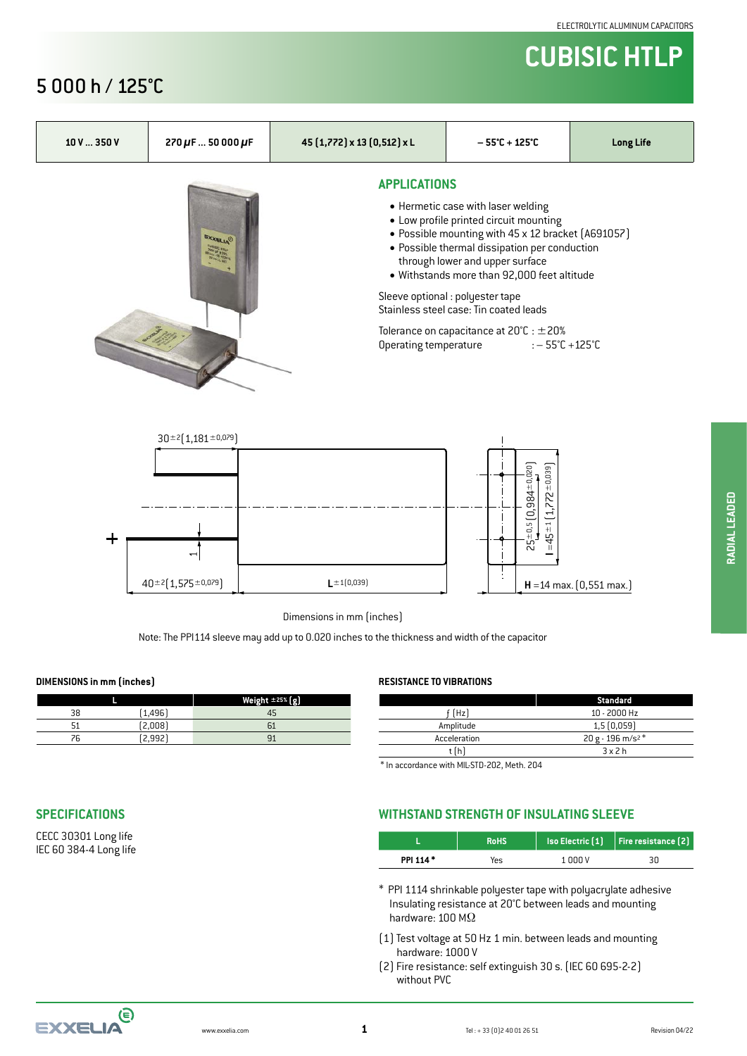ELECTROLYTIC ALUMINUM CAPACITORS

# CUBISIC HTLP

## 5 000 h / 125°C

| 10 V ... 350 V | 270 µF ... 50 000 µF | 45 (1,772) x 13 (0,512) x L | – 55°C + 125°C | Long Life |
|---|---|---|---|---|

## APPLICATIONS

- Hermetic case with laser welding
- Low profile printed circuit mounting
- Possible mounting with 45 x 12 bracket (A691057)
- Possible thermal dissipation per conduction through lower and upper surface
- Withstands more than 92,000 feet altitude

Sleeve optional : polyester tape
Stainless steel case: Tin coated leads

Tolerance on capacitance at 20°C : ±20%
Operating temperature : – 55°C +125°C

30±2 (1,181±0,079)

40±2 (1,575±0,079)

L±1 (0,039)

25±0,5 (0,984±0,020)

l =45±1 (1,772±0,039)

**H** =14 max. (0,551 max.)

Dimensions in mm (inches)

Note: The PPI114 sleeve may add up to 0.020 inches to the thickness and width of the capacitor

### DIMENSIONS in mm (inches)

| L | | Weight ±25% (g) |
|---|---|---|
| 38 | (1,496) | 45 |
| 51 | (2,008) | 61 |
| 76 | (2,992) | 91 |

### RESISTANCE TO VIBRATIONS

| | Standard |
|---|---|
| f (Hz) | 10 - 2000 Hz |
| Amplitude | 1,5 (0,059) |
| Acceleration | 20 g - 196 m/s² * |
| t (h) | 3 x 2 h |

\* In accordance with MIL-STD-202, Meth. 204

## SPECIFICATIONS

CECC 30301 Long life
IEC 60 384-4 Long life

## WITHSTAND STRENGTH OF INSULATING SLEEVE

| L | RoHS | Iso Electric (1) | Fire resistance (2) |
|---|---|---|---|
| PPI 114 * | Yes | 1 000 V | 30 |

\* PPI 1114 shrinkable polyester tape with polyacrylate adhesive Insulating resistance at 20°C between leads and mounting hardware: 100 MΩ

(1) Test voltage at 50 Hz 1 min. between leads and mounting hardware: 1000 V

(2) Fire resistance: self extinguish 30 s. (IEC 60 695-2-2) without PVC

RADIAL LEADED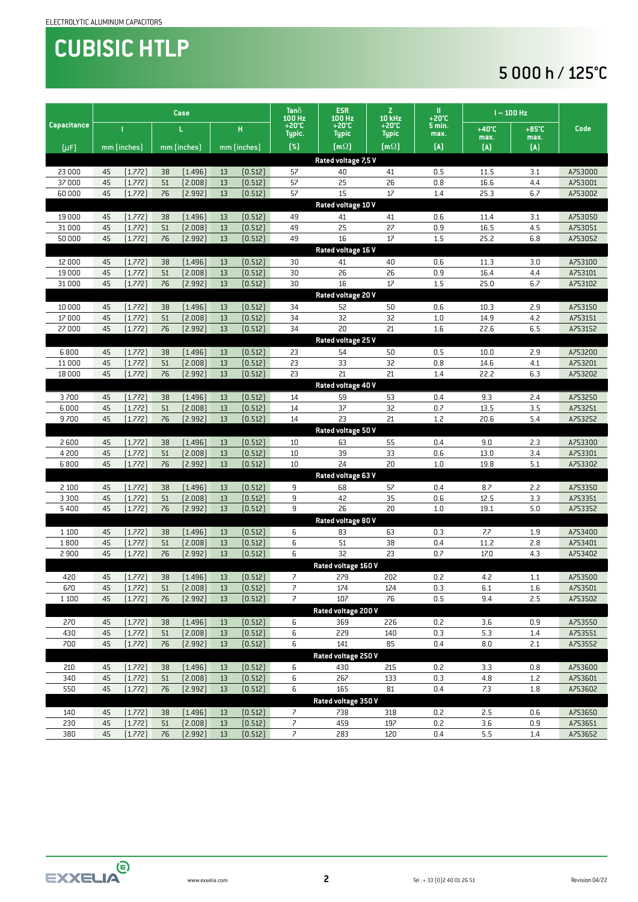# CUBISIC HTLP

## 5 000 h / 125°C

| Capacitance | Case | | | | | | Tanδ 100 Hz +20°C Typic. | ESR 100 Hz +20°C Typic | Z 10 kHz +20°C Typic | Il +20°C 5 min. max. | I ~ 100 Hz | | Code |
|---|---|---|---|---|---|---|---|---|---|---|---|---|---|
| | l | | L | | H | | | | | | +40°C max. | +85°C max. | |
| (µF) | mm (inches) | | mm (inches) | | mm (inches) | | (%) | (mΩ) | (mΩ) | (A) | (A) | (A) | |
| **Rated voltage 7,5 V** | | | | | | | | | | | | | |
| 23 000 | 45 | (1.772) | 38 | (1.496) | 13 | (0.512) | 57 | 40 | 41 | 0.5 | 11.5 | 3.1 | A753000 |
| 37 000 | 45 | (1.772) | 51 | (2.008) | 13 | (0.512) | 57 | 25 | 26 | 0.8 | 16.6 | 4.4 | A753001 |
| 60 000 | 45 | (1.772) | 76 | (2.992) | 13 | (0.512) | 57 | 15 | 17 | 1.4 | 25.3 | 6.7 | A753002 |
| **Rated voltage 10 V** | | | | | | | | | | | | | |
| 19 000 | 45 | (1.772) | 38 | (1.496) | 13 | (0.512) | 49 | 41 | 41 | 0.6 | 11.4 | 3.1 | A753050 |
| 31 000 | 45 | (1.772) | 51 | (2.008) | 13 | (0.512) | 49 | 25 | 27 | 0.9 | 16.5 | 4.5 | A753051 |
| 50 000 | 45 | (1.772) | 76 | (2.992) | 13 | (0.512) | 49 | 16 | 17 | 1.5 | 25.2 | 6.8 | A753052 |
| **Rated voltage 16 V** | | | | | | | | | | | | | |
| 12 000 | 45 | (1.772) | 38 | (1.496) | 13 | (0.512) | 30 | 41 | 40 | 0.6 | 11.3 | 3.0 | A753100 |
| 19 000 | 45 | (1.772) | 51 | (2.008) | 13 | (0.512) | 30 | 26 | 26 | 0.9 | 16.4 | 4.4 | A753101 |
| 31 000 | 45 | (1.772) | 76 | (2.992) | 13 | (0.512) | 30 | 16 | 17 | 1.5 | 25.0 | 6.7 | A753102 |
| **Rated voltage 20 V** | | | | | | | | | | | | | |
| 10 000 | 45 | (1.772) | 38 | (1.496) | 13 | (0.512) | 34 | 52 | 50 | 0.6 | 10.3 | 2.9 | A753150 |
| 17 000 | 45 | (1.772) | 51 | (2.008) | 13 | (0.512) | 34 | 32 | 32 | 1.0 | 14.9 | 4.2 | A753151 |
| 27 000 | 45 | (1.772) | 76 | (2.992) | 13 | (0.512) | 34 | 20 | 21 | 1.6 | 22.6 | 6.5 | A753152 |
| **Rated voltage 25 V** | | | | | | | | | | | | | |
| 6 800 | 45 | (1.772) | 38 | (1.496) | 13 | (0.512) | 23 | 54 | 50 | 0.5 | 10.0 | 2.9 | A753200 |
| 11 000 | 45 | (1.772) | 51 | (2.008) | 13 | (0.512) | 23 | 33 | 32 | 0.8 | 14.6 | 4.1 | A753201 |
| 18 000 | 45 | (1.772) | 76 | (2.992) | 13 | (0.512) | 23 | 21 | 21 | 1.4 | 22.2 | 6.3 | A753202 |
| **Rated voltage 40 V** | | | | | | | | | | | | | |
| 3 700 | 45 | (1.772) | 38 | (1.496) | 13 | (0.512) | 14 | 59 | 53 | 0.4 | 9.3 | 2.4 | A753250 |
| 6 000 | 45 | (1.772) | 51 | (2.008) | 13 | (0.512) | 14 | 37 | 32 | 0.7 | 13.5 | 3.5 | A753251 |
| 9 700 | 45 | (1.772) | 76 | (2.992) | 13 | (0.512) | 14 | 23 | 21 | 1.2 | 20.6 | 5.4 | A753252 |
| **Rated voltage 50 V** | | | | | | | | | | | | | |
| 2 600 | 45 | (1.772) | 38 | (1.496) | 13 | (0.512) | 10 | 63 | 55 | 0.4 | 9.0 | 2.3 | A753300 |
| 4 200 | 45 | (1.772) | 51 | (2.008) | 13 | (0.512) | 10 | 39 | 33 | 0.6 | 13.0 | 3.4 | A753301 |
| 6 800 | 45 | (1.772) | 76 | (2.992) | 13 | (0.512) | 10 | 24 | 20 | 1.0 | 19.8 | 5.1 | A753302 |
| **Rated voltage 63 V** | | | | | | | | | | | | | |
| 2 100 | 45 | (1.772) | 38 | (1.496) | 13 | (0.512) | 9 | 68 | 57 | 0.4 | 8.7 | 2.2 | A753350 |
| 3 300 | 45 | (1.772) | 51 | (2.008) | 13 | (0.512) | 9 | 42 | 35 | 0.6 | 12.5 | 3.3 | A753351 |
| 5 400 | 45 | (1.772) | 76 | (2.992) | 13 | (0.512) | 9 | 26 | 20 | 1.0 | 19.1 | 5.0 | A753352 |
| **Rated voltage 80 V** | | | | | | | | | | | | | |
| 1 100 | 45 | (1.772) | 38 | (1.496) | 13 | (0.512) | 6 | 83 | 63 | 0.3 | 7.7 | 1.9 | A753400 |
| 1 800 | 45 | (1.772) | 51 | (2.008) | 13 | (0.512) | 6 | 51 | 38 | 0.4 | 11.2 | 2.8 | A753401 |
| 2 900 | 45 | (1.772) | 76 | (2.992) | 13 | (0.512) | 6 | 32 | 23 | 0.7 | 17.0 | 4.3 | A753402 |
| **Rated voltage 160 V** | | | | | | | | | | | | | |
| 420 | 45 | (1.772) | 38 | (1.496) | 13 | (0.512) | 7 | 279 | 202 | 0.2 | 4.2 | 1.1 | A753500 |
| 670 | 45 | (1.772) | 51 | (2.008) | 13 | (0.512) | 7 | 174 | 124 | 0.3 | 6.1 | 1.6 | A753501 |
| 1 100 | 45 | (1.772) | 76 | (2.992) | 13 | (0.512) | 7 | 107 | 76 | 0.5 | 9.4 | 2.5 | A753502 |
| **Rated voltage 200 V** | | | | | | | | | | | | | |
| 270 | 45 | (1.772) | 38 | (1.496) | 13 | (0.512) | 6 | 369 | 226 | 0.2 | 3.6 | 0.9 | A753550 |
| 430 | 45 | (1.772) | 51 | (2.008) | 13 | (0.512) | 6 | 229 | 140 | 0.3 | 5.3 | 1.4 | A753551 |
| 700 | 45 | (1.772) | 76 | (2.992) | 13 | (0.512) | 6 | 141 | 85 | 0.4 | 8.0 | 2.1 | A753552 |
| **Rated voltage 250 V** | | | | | | | | | | | | | |
| 210 | 45 | (1.772) | 38 | (1.496) | 13 | (0.512) | 6 | 430 | 215 | 0.2 | 3.3 | 0.8 | A753600 |
| 340 | 45 | (1.772) | 51 | (2.008) | 13 | (0.512) | 6 | 267 | 133 | 0.3 | 4.8 | 1.2 | A753601 |
| 550 | 45 | (1.772) | 76 | (2.992) | 13 | (0.512) | 6 | 165 | 81 | 0.4 | 7.3 | 1.8 | A753602 |
| **Rated voltage 350 V** | | | | | | | | | | | | | |
| 140 | 45 | (1.772) | 38 | (1.496) | 13 | (0.512) | 7 | 738 | 318 | 0.2 | 2.5 | 0.6 | A753650 |
| 230 | 45 | (1.772) | 51 | (2.008) | 13 | (0.512) | 7 | 459 | 197 | 0.2 | 3.6 | 0.9 | A753651 |
| 380 | 45 | (1.772) | 76 | (2.992) | 13 | (0.512) | 7 | 283 | 120 | 0.4 | 5.5 | 1.4 | A753652 |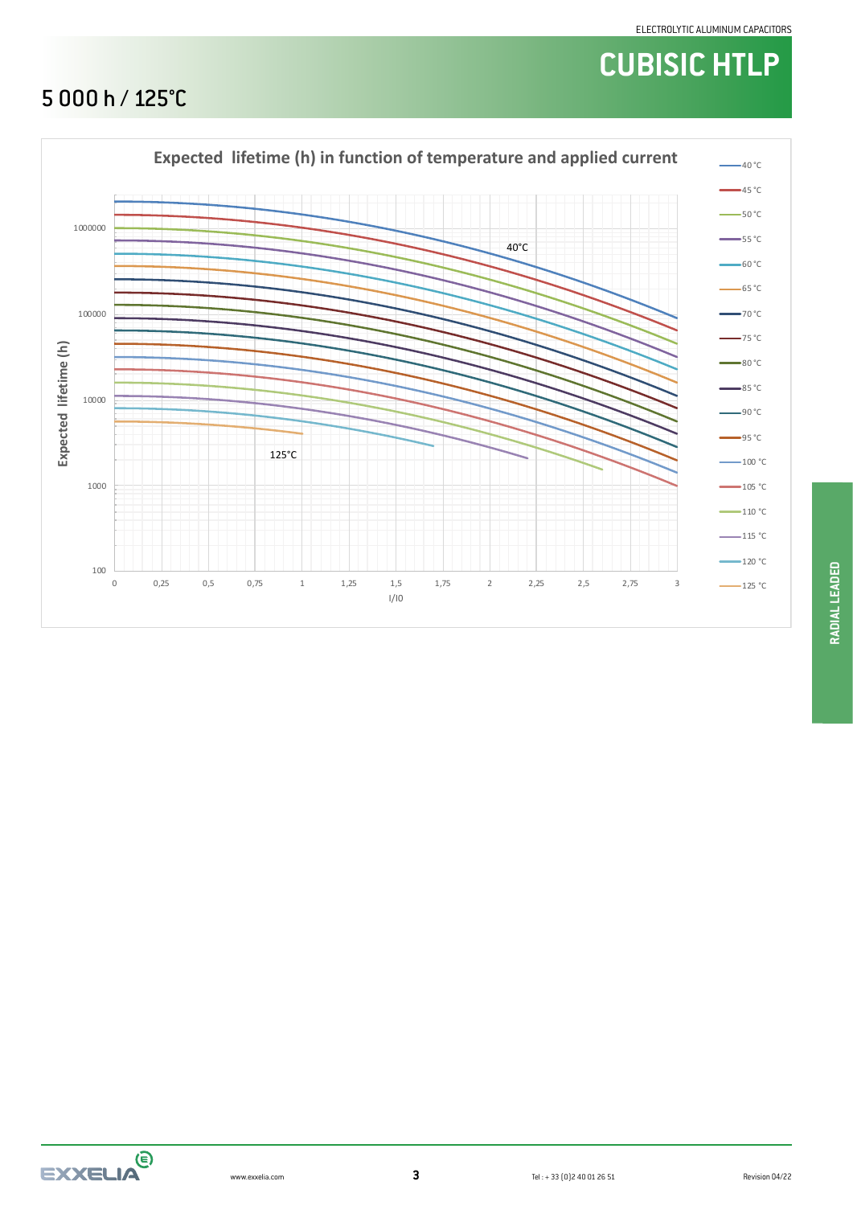# CUBISIC HTLP

## 5 000 h / 125°C

Expected lifetime (h) in function of temperature and applied current

Expected lifetime (h)

1000000
100000
10000
1000
100

0 0,25 0,5 0,75 1 1,25 1,5 1,75 2 2,25 2,5 2,75 3

I/I0

40°C

125°C

40 °C
45 °C
50 °C
55 °C
60 °C
65 °C
70 °C
75 °C
80 °C
85 °C
90 °C
95 °C
100 °C
105 °C
110 °C
115 °C
120 °C
125 °C